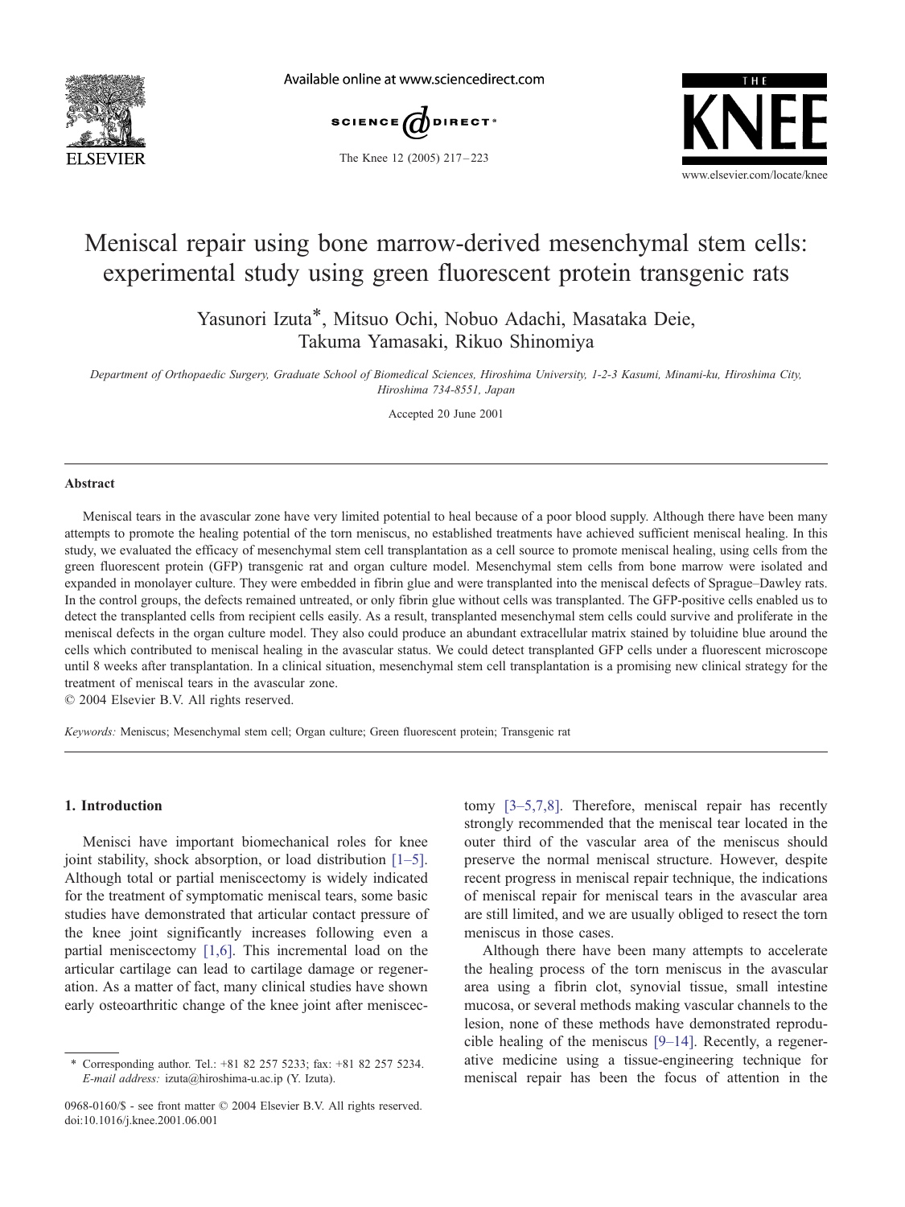# Meniscal repair using bone marrow-derived mesenchymal stem cells: experimental study using green fluorescent protein transgenic rats

Yasunori Izuta*, Mitsuo Ochi, Nobuo Adachi, Masataka Deie, Takuma Yamasaki, Rikuo Shinomiya

*Department of Orthopaedic Surgery, Graduate School of Biomedical Sciences, Hiroshima University, 1-2-3 Kasumi, Minami-ku, Hiroshima City, Hiroshima 734-8551, Japan*

Accepted 20 June 2001

## Abstract

Meniscal tears in the avascular zone have very limited potential to heal because of a poor blood supply. Although there have been many attempts to promote the healing potential of the torn meniscus, no established treatments have achieved sufficient meniscal healing. In this study, we evaluated the efficacy of mesenchymal stem cell transplantation as a cell source to promote meniscal healing, using cells from the green fluorescent protein (GFP) transgenic rat and organ culture model. Mesenchymal stem cells from bone marrow were isolated and expanded in monolayer culture. They were embedded in fibrin glue and were transplanted into the meniscal defects of Sprague–Dawley rats. In the control groups, the defects remained untreated, or only fibrin glue without cells was transplanted. The GFP-positive cells enabled us to detect the transplanted cells from recipient cells easily. As a result, transplanted mesenchymal stem cells could survive and proliferate in the meniscal defects in the organ culture model. They also could produce an abundant extracellular matrix stained by toluidine blue around the cells which contributed to meniscal healing in the avascular status. We could detect transplanted GFP cells under a fluorescent microscope until 8 weeks after transplantation. In a clinical situation, mesenchymal stem cell transplantation is a promising new clinical strategy for the treatment of meniscal tears in the avascular zone.

© 2004 Elsevier B.V. All rights reserved.

*Keywords:* Meniscus; Mesenchymal stem cell; Organ culture; Green fluorescent protein; Transgenic rat

## 1. Introduction

Menisci have important biomechanical roles for knee joint stability, shock absorption, or load distribution [1–5]. Although total or partial meniscectomy is widely indicated for the treatment of symptomatic meniscal tears, some basic studies have demonstrated that articular contact pressure of the knee joint significantly increases following even a partial meniscectomy [1,6]. This incremental load on the articular cartilage can lead to cartilage damage or regeneration. As a matter of fact, many clinical studies have shown early osteoarthritic change of the knee joint after meniscectomy [3–5,7,8]. Therefore, meniscal repair has recently strongly recommended that the meniscal tear located in the outer third of the vascular area of the meniscus should preserve the normal meniscal structure. However, despite recent progress in meniscal repair technique, the indications of meniscal repair for meniscal tears in the avascular area are still limited, and we are usually obliged to resect the torn meniscus in those cases.

Although there have been many attempts to accelerate the healing process of the torn meniscus in the avascular area using a fibrin clot, synovial tissue, small intestine mucosa, or several methods making vascular channels to the lesion, none of these methods have demonstrated reproducible healing of the meniscus [9–14]. Recently, a regenerative medicine using a tissue-engineering technique for meniscal repair has been the focus of attention in the

---

\* Corresponding author. Tel.: +81 82 257 5233; fax: +81 82 257 5234. *E-mail address:* izuta@hiroshima-u.ac.ip (Y. Izuta).

0968-0160/$ - see front matter © 2004 Elsevier B.V. All rights reserved.
doi:10.1016/j.knee.2001.06.001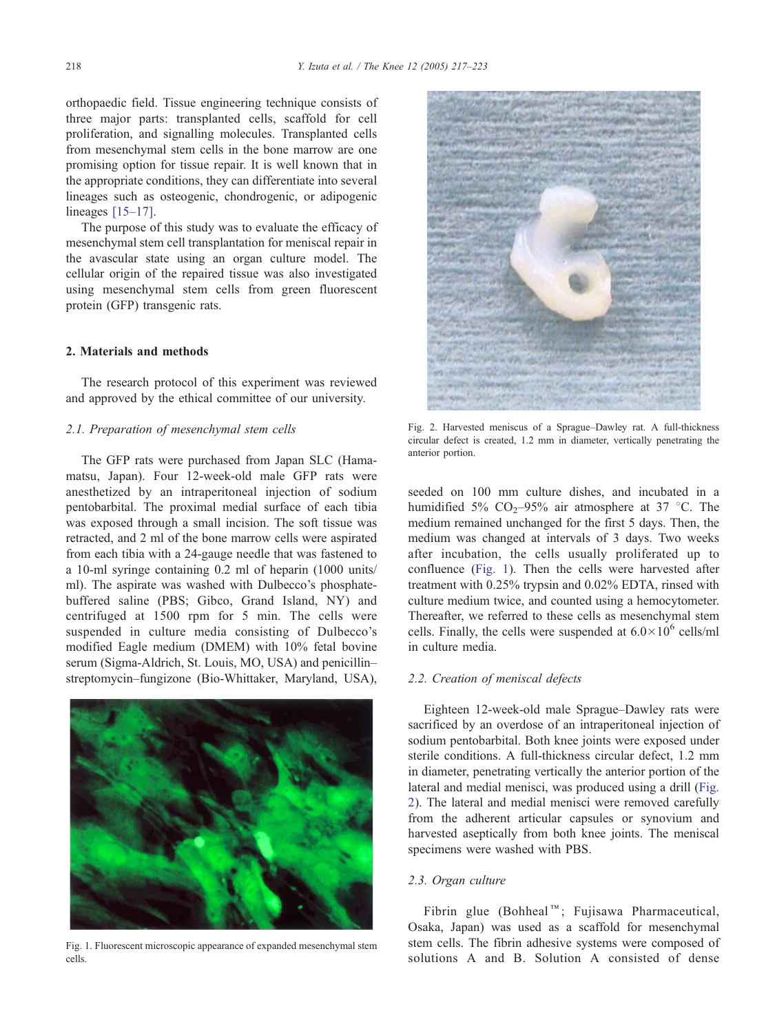orthopaedic field. Tissue engineering technique consists of three major parts: transplanted cells, scaffold for cell proliferation, and signalling molecules. Transplanted cells from mesenchymal stem cells in the bone marrow are one promising option for tissue repair. It is well known that in the appropriate conditions, they can differentiate into several lineages such as osteogenic, chondrogenic, or adipogenic lineages [15–17].

The purpose of this study was to evaluate the efficacy of mesenchymal stem cell transplantation for meniscal repair in the avascular state using an organ culture model. The cellular origin of the repaired tissue was also investigated using mesenchymal stem cells from green fluorescent protein (GFP) transgenic rats.

## 2. Materials and methods

The research protocol of this experiment was reviewed and approved by the ethical committee of our university.

### 2.1. Preparation of mesenchymal stem cells

The GFP rats were purchased from Japan SLC (Hamamatsu, Japan). Four 12-week-old male GFP rats were anesthetized by an intraperitoneal injection of sodium pentobarbital. The proximal medial surface of each tibia was exposed through a small incision. The soft tissue was retracted, and 2 ml of the bone marrow cells were aspirated from each tibia with a 24-gauge needle that was fastened to a 10-ml syringe containing 0.2 ml of heparin (1000 units/ml). The aspirate was washed with Dulbecco's phosphate-buffered saline (PBS; Gibco, Grand Island, NY) and centrifuged at 1500 rpm for 5 min. The cells were suspended in culture media consisting of Dulbecco's modified Eagle medium (DMEM) with 10% fetal bovine serum (Sigma-Aldrich, St. Louis, MO, USA) and penicillin–streptomycin–fungizone (Bio-Whittaker, Maryland, USA), seeded on 100 mm culture dishes, and incubated in a humidified 5% $CO_2$–95% air atmosphere at 37 °C. The medium remained unchanged for the first 5 days. Then, the medium was changed at intervals of 3 days. Two weeks after incubation, the cells usually proliferated up to confluence (Fig. 1). Then the cells were harvested after treatment with 0.25% trypsin and 0.02% EDTA, rinsed with culture medium twice, and counted using a hemocytometer. Thereafter, we referred to these cells as mesenchymal stem cells. Finally, the cells were suspended at $6.0 \times 10^6$ cells/ml in culture media.

Fig. 1. Fluorescent microscopic appearance of expanded mesenchymal stem cells.

Fig. 2. Harvested meniscus of a Sprague–Dawley rat. A full-thickness circular defect is created, 1.2 mm in diameter, vertically penetrating the anterior portion.

### 2.2. Creation of meniscal defects

Eighteen 12-week-old male Sprague–Dawley rats were sacrificed by an overdose of an intraperitoneal injection of sodium pentobarbital. Both knee joints were exposed under sterile conditions. A full-thickness circular defect, 1.2 mm in diameter, penetrating vertically the anterior portion of the lateral and medial menisci, was produced using a drill (Fig. 2). The lateral and medial menisci were removed carefully from the adherent articular capsules or synovium and harvested aseptically from both knee joints. The meniscal specimens were washed with PBS.

### 2.3. Organ culture

Fibrin glue (Bohheal™; Fujisawa Pharmaceutical, Osaka, Japan) was used as a scaffold for mesenchymal stem cells. The fibrin adhesive systems were composed of solutions A and B. Solution A consisted of dense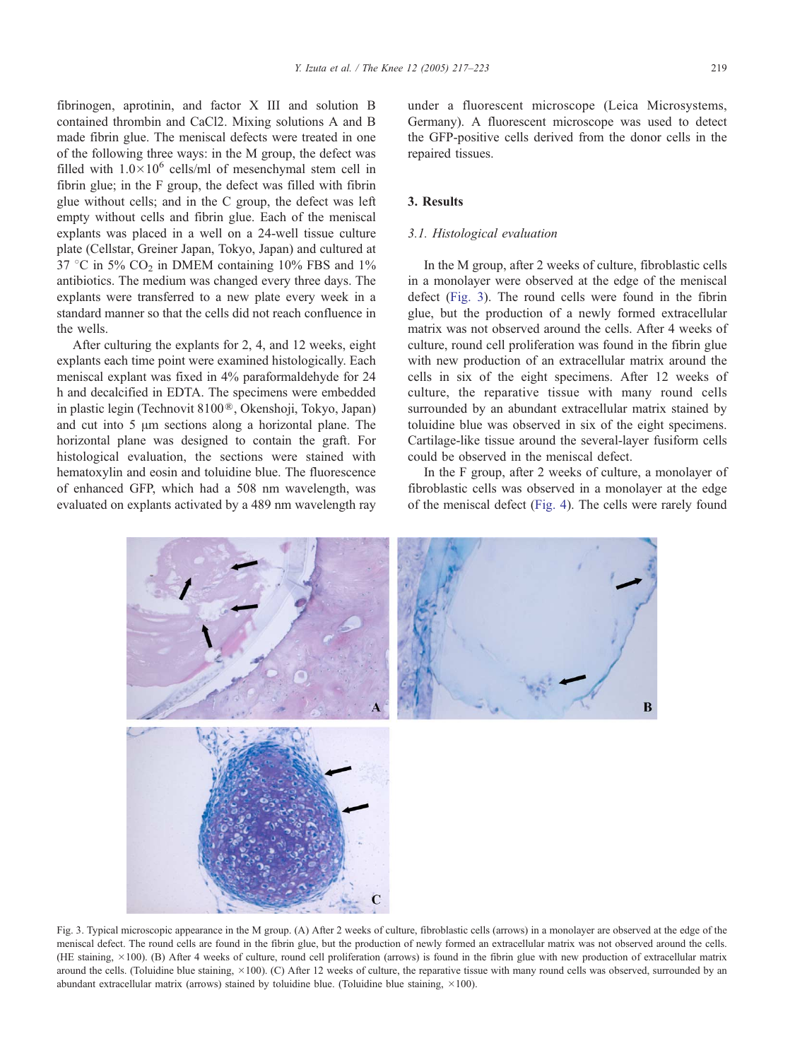fibrinogen, aprotinin, and factor X III and solution B contained thrombin and CaCl2. Mixing solutions A and B made fibrin glue. The meniscal defects were treated in one of the following three ways: in the M group, the defect was filled with $1.0\times10^6$ cells/ml of mesenchymal stem cell in fibrin glue; in the F group, the defect was filled with fibrin glue without cells; and in the C group, the defect was left empty without cells and fibrin glue. Each of the meniscal explants was placed in a well on a 24-well tissue culture plate (Cellstar, Greiner Japan, Tokyo, Japan) and cultured at 37 °C in 5% $CO_2$ in DMEM containing 10% FBS and 1% antibiotics. The medium was changed every three days. The explants were transferred to a new plate every week in a standard manner so that the cells did not reach confluence in the wells.

After culturing the explants for 2, 4, and 12 weeks, eight explants each time point were examined histologically. Each meniscal explant was fixed in 4% paraformaldehyde for 24 h and decalcified in EDTA. The specimens were embedded in plastic legin (Technovit 8100®, Okenshoji, Tokyo, Japan) and cut into 5 μm sections along a horizontal plane. The horizontal plane was designed to contain the graft. For histological evaluation, the sections were stained with hematoxylin and eosin and toluidine blue. The fluorescence of enhanced GFP, which had a 508 nm wavelength, was evaluated on explants activated by a 489 nm wavelength ray under a fluorescent microscope (Leica Microsystems, Germany). A fluorescent microscope was used to detect the GFP-positive cells derived from the donor cells in the repaired tissues.

## 3. Results

### 3.1. Histological evaluation

In the M group, after 2 weeks of culture, fibroblastic cells in a monolayer were observed at the edge of the meniscal defect (Fig. 3). The round cells were found in the fibrin glue, but the production of a newly formed extracellular matrix was not observed around the cells. After 4 weeks of culture, round cell proliferation was found in the fibrin glue with new production of an extracellular matrix around the cells in six of the eight specimens. After 12 weeks of culture, the reparative tissue with many round cells surrounded by an abundant extracellular matrix stained by toluidine blue was observed in six of the eight specimens. Cartilage-like tissue around the several-layer fusiform cells could be observed in the meniscal defect.

In the F group, after 2 weeks of culture, a monolayer of fibroblastic cells was observed in a monolayer at the edge of the meniscal defect (Fig. 4). The cells were rarely found

Fig. 3. Typical microscopic appearance in the M group. (A) After 2 weeks of culture, fibroblastic cells (arrows) in a monolayer are observed at the edge of the meniscal defect. The round cells are found in the fibrin glue, but the production of newly formed an extracellular matrix was not observed around the cells. (HE staining, ×100). (B) After 4 weeks of culture, round cell proliferation (arrows) is found in the fibrin glue with new production of extracellular matrix around the cells. (Toluidine blue staining, ×100). (C) After 12 weeks of culture, the reparative tissue with many round cells was observed, surrounded by an abundant extracellular matrix (arrows) stained by toluidine blue. (Toluidine blue staining, ×100).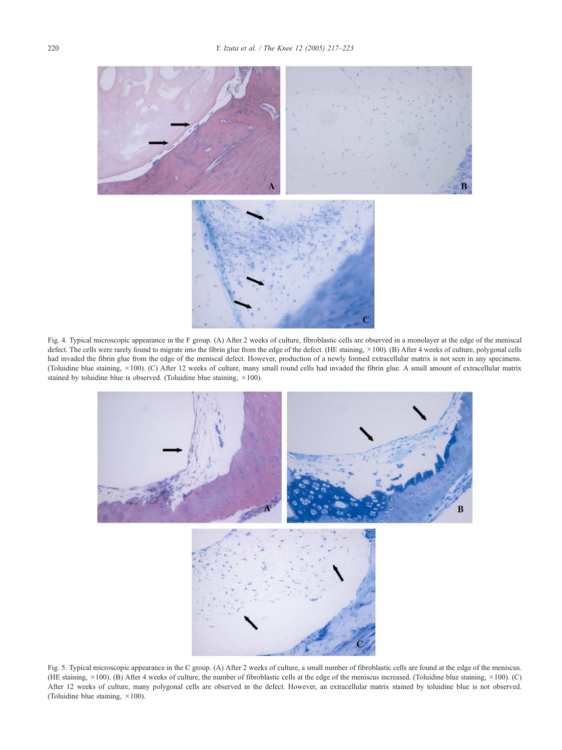Fig. 4. Typical microscopic appearance in the F group. (A) After 2 weeks of culture, fibroblastic cells are observed in a monolayer at the edge of the meniscal defect. The cells were rarely found to migrate into the fibrin glue from the edge of the defect. (HE staining, ×100). (B) After 4 weeks of culture, polygonal cells had invaded the fibrin glue from the edge of the meniscal defect. However, production of a newly formed extracellular matrix is not seen in any specimens. (Toluidine blue staining, ×100). (C) After 12 weeks of culture, many small round cells had invaded the fibrin glue. A small amount of extracellular matrix stained by toluidine blue is observed. (Toluidine blue staining, ×100).

Fig. 5. Typical microscopic appearance in the C group. (A) After 2 weeks of culture, a small number of fibroblastic cells are found at the edge of the meniscus. (HE staining, ×100). (B) After 4 weeks of culture, the number of fibroblastic cells at the edge of the meniscus increased. (Toluidine blue staining, ×100). (C) After 12 weeks of culture, many polygonal cells are observed in the defect. However, an extracellular matrix stained by toluidine blue is not observed. (Toluidine blue staining, ×100).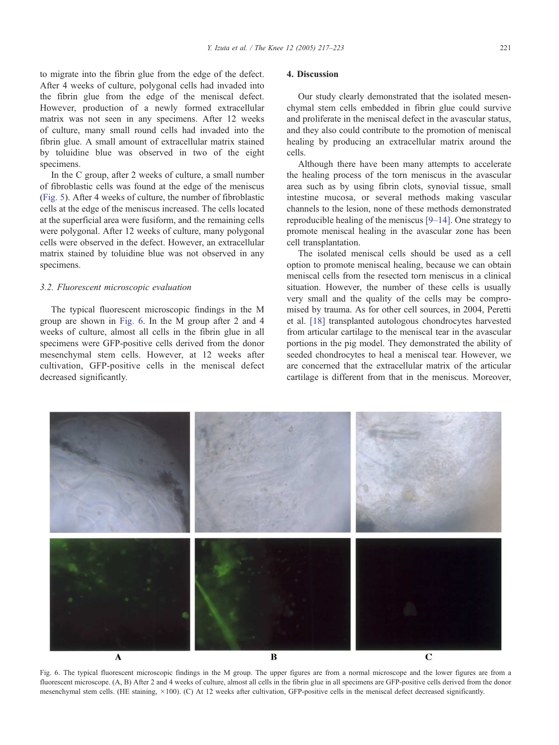to migrate into the fibrin glue from the edge of the defect. After 4 weeks of culture, polygonal cells had invaded into the fibrin glue from the edge of the meniscal defect. However, production of a newly formed extracellular matrix was not seen in any specimens. After 12 weeks of culture, many small round cells had invaded into the fibrin glue. A small amount of extracellular matrix stained by toluidine blue was observed in two of the eight specimens.

In the C group, after 2 weeks of culture, a small number of fibroblastic cells was found at the edge of the meniscus (Fig. 5). After 4 weeks of culture, the number of fibroblastic cells at the edge of the meniscus increased. The cells located at the superficial area were fusiform, and the remaining cells were polygonal. After 12 weeks of culture, many polygonal cells were observed in the defect. However, an extracellular matrix stained by toluidine blue was not observed in any specimens.

### 3.2. Fluorescent microscopic evaluation

The typical fluorescent microscopic findings in the M group are shown in Fig. 6. In the M group after 2 and 4 weeks of culture, almost all cells in the fibrin glue in all specimens were GFP-positive cells derived from the donor mesenchymal stem cells. However, at 12 weeks after cultivation, GFP-positive cells in the meniscal defect decreased significantly.

## 4. Discussion

Our study clearly demonstrated that the isolated mesenchymal stem cells embedded in fibrin glue could survive and proliferate in the meniscal defect in the avascular status, and they also could contribute to the promotion of meniscal healing by producing an extracellular matrix around the cells.

Although there have been many attempts to accelerate the healing process of the torn meniscus in the avascular area such as by using fibrin clots, synovial tissue, small intestine mucosa, or several methods making vascular channels to the lesion, none of these methods demonstrated reproducible healing of the meniscus [9–14]. One strategy to promote meniscal healing in the avascular zone has been cell transplantation.

The isolated meniscal cells should be used as a cell option to promote meniscal healing, because we can obtain meniscal cells from the resected torn meniscus in a clinical situation. However, the number of these cells is usually very small and the quality of the cells may be compromised by trauma. As for other cell sources, in 2004, Peretti et al. [18] transplanted autologous chondrocytes harvested from articular cartilage to the meniscal tear in the avascular portions in the pig model. They demonstrated the ability of seeded chondrocytes to heal a meniscal tear. However, we are concerned that the extracellular matrix of the articular cartilage is different from that in the meniscus. Moreover,

Fig. 6. The typical fluorescent microscopic findings in the M group. The upper figures are from a normal microscope and the lower figures are from a fluorescent microscope. (A, B) After 2 and 4 weeks of culture, almost all cells in the fibrin glue in all specimens are GFP-positive cells derived from the donor mesenchymal stem cells. (HE staining, ×100). (C) At 12 weeks after cultivation, GFP-positive cells in the meniscal defect decreased significantly.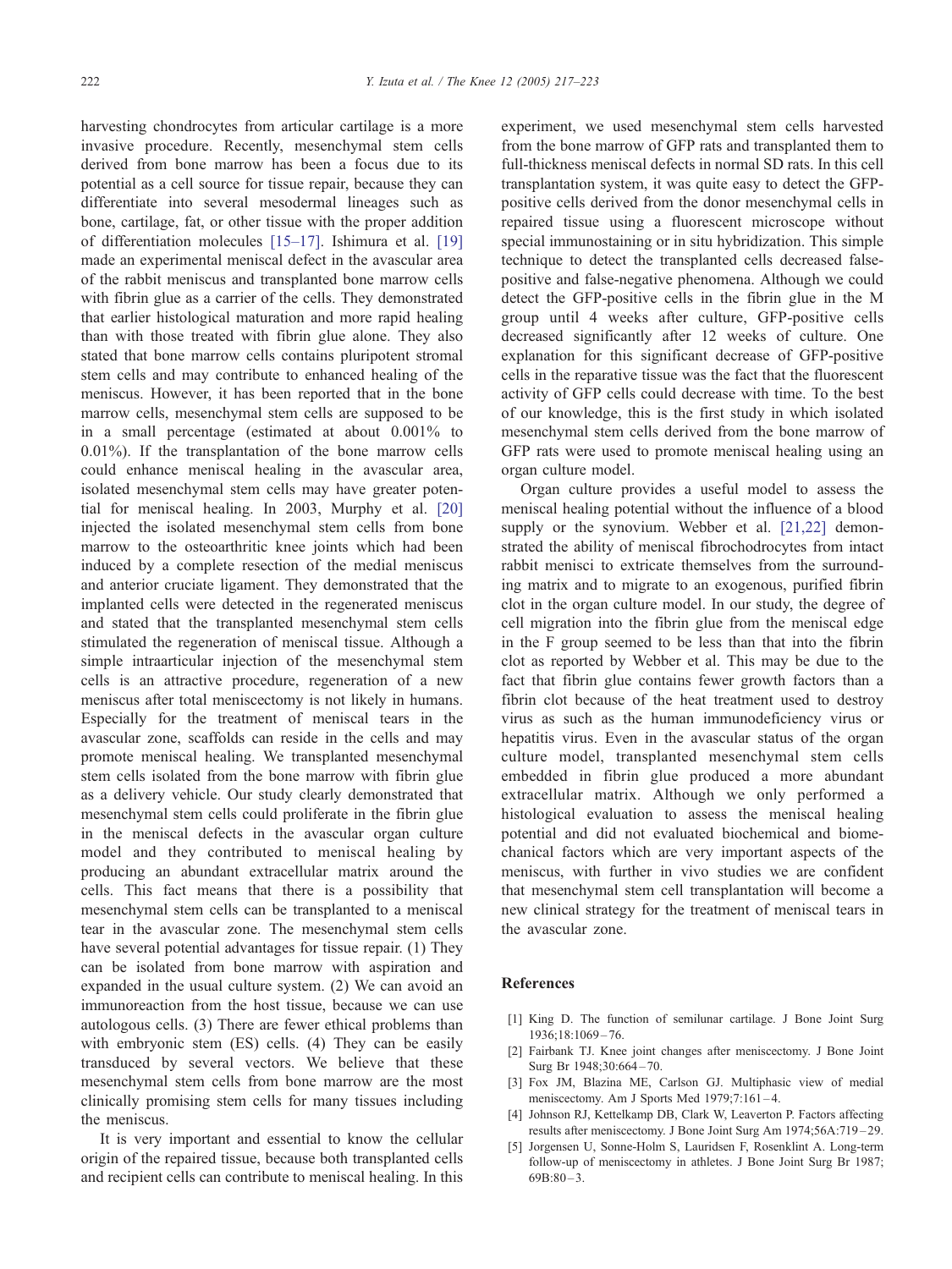harvesting chondrocytes from articular cartilage is a more invasive procedure. Recently, mesenchymal stem cells derived from bone marrow has been a focus due to its potential as a cell source for tissue repair, because they can differentiate into several mesodermal lineages such as bone, cartilage, fat, or other tissue with the proper addition of differentiation molecules [15–17]. Ishimura et al. [19] made an experimental meniscal defect in the avascular area of the rabbit meniscus and transplanted bone marrow cells with fibrin glue as a carrier of the cells. They demonstrated that earlier histological maturation and more rapid healing than with those treated with fibrin glue alone. They also stated that bone marrow cells contains pluripotent stromal stem cells and may contribute to enhanced healing of the meniscus. However, it has been reported that in the bone marrow cells, mesenchymal stem cells are supposed to be in a small percentage (estimated at about 0.001% to 0.01%). If the transplantation of the bone marrow cells could enhance meniscal healing in the avascular area, isolated mesenchymal stem cells may have greater potential for meniscal healing. In 2003, Murphy et al. [20] injected the isolated mesenchymal stem cells from bone marrow to the osteoarthritic knee joints which had been induced by a complete resection of the medial meniscus and anterior cruciate ligament. They demonstrated that the implanted cells were detected in the regenerated meniscus and stated that the transplanted mesenchymal stem cells stimulated the regeneration of meniscal tissue. Although a simple intraarticular injection of the mesenchymal stem cells is an attractive procedure, regeneration of a new meniscus after total meniscectomy is not likely in humans. Especially for the treatment of meniscal tears in the avascular zone, scaffolds can reside in the cells and may promote meniscal healing. We transplanted mesenchymal stem cells isolated from the bone marrow with fibrin glue as a delivery vehicle. Our study clearly demonstrated that mesenchymal stem cells could proliferate in the fibrin glue in the meniscal defects in the avascular organ culture model and they contributed to meniscal healing by producing an abundant extracellular matrix around the cells. This fact means that there is a possibility that mesenchymal stem cells can be transplanted to a meniscal tear in the avascular zone. The mesenchymal stem cells have several potential advantages for tissue repair. (1) They can be isolated from bone marrow with aspiration and expanded in the usual culture system. (2) We can avoid an immunoreaction from the host tissue, because we can use autologous cells. (3) There are fewer ethical problems than with embryonic stem (ES) cells. (4) They can be easily transduced by several vectors. We believe that these mesenchymal stem cells from bone marrow are the most clinically promising stem cells for many tissues including the meniscus.

It is very important and essential to know the cellular origin of the repaired tissue, because both transplanted cells and recipient cells can contribute to meniscal healing. In this experiment, we used mesenchymal stem cells harvested from the bone marrow of GFP rats and transplanted them to full-thickness meniscal defects in normal SD rats. In this cell transplantation system, it was quite easy to detect the GFP-positive cells derived from the donor mesenchymal cells in repaired tissue using a fluorescent microscope without special immunostaining or in situ hybridization. This simple technique to detect the transplanted cells decreased false-positive and false-negative phenomena. Although we could detect the GFP-positive cells in the fibrin glue in the M group until 4 weeks after culture, GFP-positive cells decreased significantly after 12 weeks of culture. One explanation for this significant decrease of GFP-positive cells in the reparative tissue was the fact that the fluorescent activity of GFP cells could decrease with time. To the best of our knowledge, this is the first study in which isolated mesenchymal stem cells derived from the bone marrow of GFP rats were used to promote meniscal healing using an organ culture model.

Organ culture provides a useful model to assess the meniscal healing potential without the influence of a blood supply or the synovium. Webber et al. [21,22] demonstrated the ability of meniscal fibrochodrocytes from intact rabbit menisci to extricate themselves from the surrounding matrix and to migrate to an exogenous, purified fibrin clot in the organ culture model. In our study, the degree of cell migration into the fibrin glue from the meniscal edge in the F group seemed to be less than that into the fibrin clot as reported by Webber et al. This may be due to the fact that fibrin glue contains fewer growth factors than a fibrin clot because of the heat treatment used to destroy virus as such as the human immunodeficiency virus or hepatitis virus. Even in the avascular status of the organ culture model, transplanted mesenchymal stem cells embedded in fibrin glue produced a more abundant extracellular matrix. Although we only performed a histological evaluation to assess the meniscal healing potential and did not evaluated biochemical and biomechanical factors which are very important aspects of the meniscus, with further in vivo studies we are confident that mesenchymal stem cell transplantation will become a new clinical strategy for the treatment of meniscal tears in the avascular zone.

## References

[1] King D. The function of semilunar cartilage. J Bone Joint Surg 1936;18:1069–76.

[2] Fairbank TJ. Knee joint changes after meniscectomy. J Bone Joint Surg Br 1948;30:664–70.

[3] Fox JM, Blazina ME, Carlson GJ. Multiphasic view of medial meniscectomy. Am J Sports Med 1979;7:161–4.

[4] Johnson RJ, Kettelkamp DB, Clark W, Leaverton P. Factors affecting results after meniscectomy. J Bone Joint Surg Am 1974;56A:719–29.

[5] Jorgensen U, Sonne-Holm S, Lauridsen F, Rosenklint A. Long-term follow-up of meniscectomy in athletes. J Bone Joint Surg Br 1987; 69B:80–3.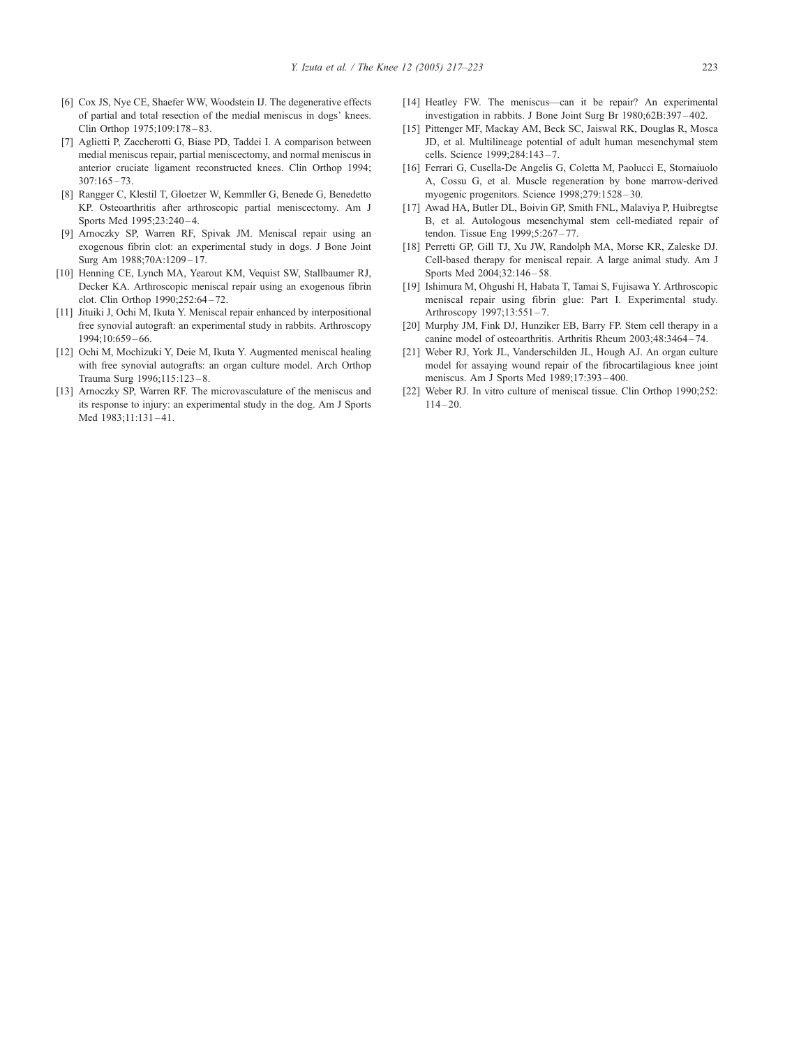[6] Cox JS, Nye CE, Shaefer WW, Woodstein IJ. The degenerative effects of partial and total resection of the medial meniscus in dogs' knees. Clin Orthop 1975;109:178–83.

[7] Aglietti P, Zaccherotti G, Biase PD, Taddei I. A comparison between medial meniscus repair, partial meniscectomy, and normal meniscus in anterior cruciate ligament reconstructed knees. Clin Orthop 1994; 307:165–73.

[8] Rangger C, Klestil T, Gloetzer W, Kemmller G, Benede G, Benedetto KP. Osteoarthritis after arthroscopic partial meniscectomy. Am J Sports Med 1995;23:240–4.

[9] Arnoczky SP, Warren RF, Spivak JM. Meniscal repair using an exogenous fibrin clot: an experimental study in dogs. J Bone Joint Surg Am 1988;70A:1209–17.

[10] Henning CE, Lynch MA, Yearout KM, Vequist SW, Stallbaumer RJ, Decker KA. Arthroscopic meniscal repair using an exogenous fibrin clot. Clin Orthop 1990;252:64–72.

[11] Jituiki J, Ochi M, Ikuta Y. Meniscal repair enhanced by interpositional free synovial autograft: an experimental study in rabbits. Arthroscopy 1994;10:659–66.

[12] Ochi M, Mochizuki Y, Deie M, Ikuta Y. Augmented meniscal healing with free synovial autografts: an organ culture model. Arch Orthop Trauma Surg 1996;115:123–8.

[13] Arnoczky SP, Warren RF. The microvasculature of the meniscus and its response to injury: an experimental study in the dog. Am J Sports Med 1983;11:131–41.

[14] Heatley FW. The meniscus—can it be repair? An experimental investigation in rabbits. J Bone Joint Surg Br 1980;62B:397–402.

[15] Pittenger MF, Mackay AM, Beck SC, Jaiswal RK, Douglas R, Mosca JD, et al. Multilineage potential of adult human mesenchymal stem cells. Science 1999;284:143–7.

[16] Ferrari G, Cusella-De Angelis G, Coletta M, Paolucci E, Stornaiuolo A, Cossu G, et al. Muscle regeneration by bone marrow-derived myogenic progenitors. Science 1998;279:1528–30.

[17] Awad HA, Butler DL, Boivin GP, Smith FNL, Malaviya P, Huibregtse B, et al. Autologous mesenchymal stem cell-mediated repair of tendon. Tissue Eng 1999;5:267–77.

[18] Perretti GP, Gill TJ, Xu JW, Randolph MA, Morse KR, Zaleske DJ. Cell-based therapy for meniscal repair. A large animal study. Am J Sports Med 2004;32:146–58.

[19] Ishimura M, Ohgushi H, Habata T, Tamai S, Fujisawa Y. Arthroscopic meniscal repair using fibrin glue: Part I. Experimental study. Arthroscopy 1997;13:551–7.

[20] Murphy JM, Fink DJ, Hunziker EB, Barry FP. Stem cell therapy in a canine model of osteoarthritis. Arthritis Rheum 2003;48:3464–74.

[21] Weber RJ, York JL, Vanderschilden JL, Hough AJ. An organ culture model for assaying wound repair of the fibrocartilagious knee joint meniscus. Am J Sports Med 1989;17:393–400.

[22] Weber RJ. In vitro culture of meniscal tissue. Clin Orthop 1990;252: 114–20.